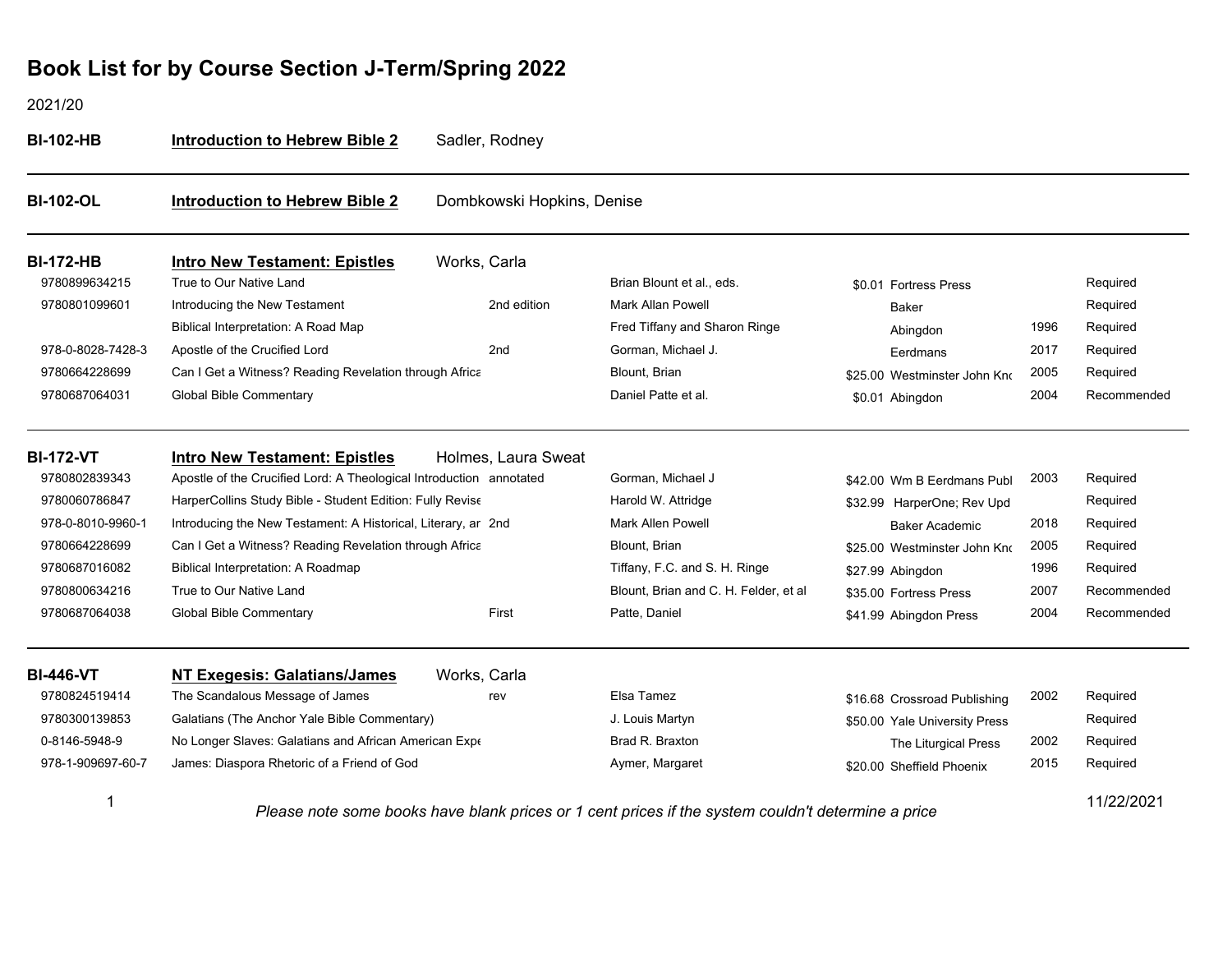# Book List for by Course Section J-Term/Spring 2022

2021/20

**BI-102-HB** **Introduction to Hebrew Bible 2** Sadler, Rodney

---

**BI-102-OL** **Introduction to Hebrew Bible 2** Dombkowski Hopkins, Denise

---

**BI-172-HB** **Intro New Testament: Epistles** Works, Carla

| ISBN | Title | Edition | Author | Price | Publisher | Year | Status |
|---|---|---|---|---|---|---|---|
| 9780899634215 | True to Our Native Land | | Brian Blount et al., eds. | $0.01 | Fortress Press | | Required |
| 9780801099601 | Introducing the New Testament | 2nd edition | Mark Allan Powell | | Baker | | Required |
| | Biblical Interpretation: A Road Map | | Fred Tiffany and Sharon Ringe | | Abingdon | 1996 | Required |
| 978-0-8028-7428-3 | Apostle of the Crucified Lord | 2nd | Gorman, Michael J. | | Eerdmans | 2017 | Required |
| 9780664228699 | Can I Get a Witness? Reading Revelation through Africa | | Blount, Brian | $25.00 | Westminster John Kno | 2005 | Required |
| 9780687064031 | Global Bible Commentary | | Daniel Patte et al. | $0.01 | Abingdon | 2004 | Recommended |

---

**BI-172-VT** **Intro New Testament: Epistles** Holmes, Laura Sweat

| ISBN | Title | Edition | Author | Price | Publisher | Year | Status |
|---|---|---|---|---|---|---|---|
| 9780802839343 | Apostle of the Crucified Lord: A Theological Introduction | annotated | Gorman, Michael J | $42.00 | Wm B Eerdmans Publ | 2003 | Required |
| 9780060786847 | HarperCollins Study Bible - Student Edition: Fully Revise | | Harold W. Attridge | $32.99 | HarperOne; Rev Upd | | Required |
| 978-0-8010-9960-1 | Introducing the New Testament: A Historical, Literary, ar | 2nd | Mark Allen Powell | | Baker Academic | 2018 | Required |
| 9780664228699 | Can I Get a Witness? Reading Revelation through Africa | | Blount, Brian | $25.00 | Westminster John Kno | 2005 | Required |
| 9780687016082 | Biblical Interpretation: A Roadmap | | Tiffany, F.C. and S. H. Ringe | $27.99 | Abingdon | 1996 | Required |
| 9780800634216 | True to Our Native Land | | Blount, Brian and C. H. Felder, et al | $35.00 | Fortress Press | 2007 | Recommended |
| 9780687064038 | Global Bible Commentary | First | Patte, Daniel | $41.99 | Abingdon Press | 2004 | Recommended |

---

**BI-446-VT** **NT Exegesis: Galatians/James** Works, Carla

| ISBN | Title | Edition | Author | Price | Publisher | Year | Status |
|---|---|---|---|---|---|---|---|
| 9780824519414 | The Scandalous Message of James | rev | Elsa Tamez | $16.68 | Crossroad Publishing | 2002 | Required |
| 9780300139853 | Galatians (The Anchor Yale Bible Commentary) | | J. Louis Martyn | $50.00 | Yale University Press | | Required |
| 0-8146-5948-9 | No Longer Slaves: Galatians and African American Expe | | Brad R. Braxton | | The Liturgical Press | 2002 | Required |
| 978-1-909697-60-7 | James: Diaspora Rhetoric of a Friend of God | | Aymer, Margaret | $20.00 | Sheffield Phoenix | 2015 | Required |

*Please note some books have blank prices or 1 cent prices if the system couldn't determine a price*

11/22/2021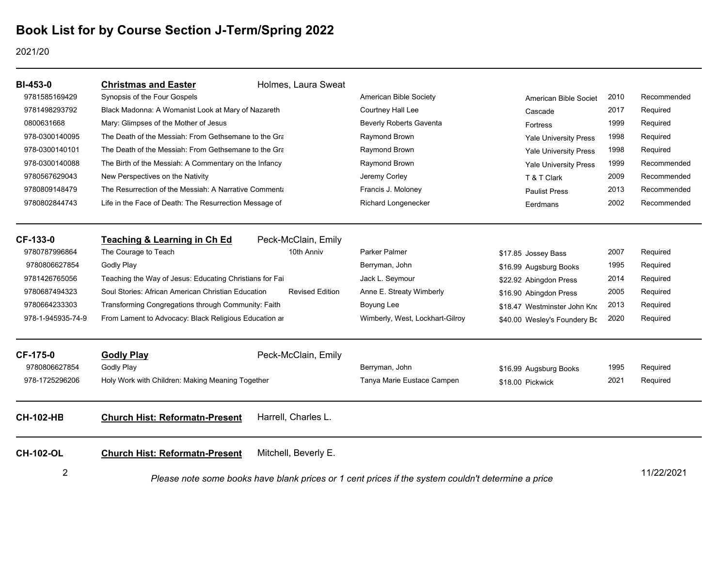# Book List for by Course Section J-Term/Spring 2022

2021/20

## BI-453-0 — Christmas and Easter — Holmes, Laura Sweat

| ISBN | Title | Edition | Author | Price | Publisher | Year | Status |
|---|---|---|---|---|---|---|---|
| 9781585169429 | Synopsis of the Four Gospels | | American Bible Society | | American Bible Societ | 2010 | Recommended |
| 9781498293792 | Black Madonna: A Womanist Look at Mary of Nazareth | | Courtney Hall Lee | | Cascade | 2017 | Required |
| 0800631668 | Mary: Glimpses of the Mother of Jesus | | Beverly Roberts Gaventa | | Fortress | 1999 | Required |
| 978-0300140095 | The Death of the Messiah: From Gethsemane to the Gra | | Raymond Brown | | Yale University Press | 1998 | Required |
| 978-0300140101 | The Death of the Messiah: From Gethsemane to the Gra | | Raymond Brown | | Yale University Press | 1998 | Required |
| 978-0300140088 | The Birth of the Messiah: A Commentary on the Infancy | | Raymond Brown | | Yale University Press | 1999 | Recommended |
| 9780567629043 | New Perspectives on the Nativity | | Jeremy Corley | | T & T Clark | 2009 | Recommended |
| 9780809148479 | The Resurrection of the Messiah: A Narrative Commenta | | Francis J. Moloney | | Paulist Press | 2013 | Recommended |
| 9780802844743 | Life in the Face of Death: The Resurrection Message of | | Richard Longenecker | | Eerdmans | 2002 | Recommended |

## CF-133-0 — Teaching & Learning in Ch Ed — Peck-McClain, Emily

| ISBN | Title | Edition | Author | Price | Publisher | Year | Status |
|---|---|---|---|---|---|---|---|
| 9780787996864 | The Courage to Teach | 10th Anniv | Parker Palmer | $17.85 | Jossey Bass | 2007 | Required |
| 9780806627854 | Godly Play | | Berryman, John | $16.99 | Augsburg Books | 1995 | Required |
| 9781426765056 | Teaching the Way of Jesus: Educating Christians for Fai | | Jack L. Seymour | $22.92 | Abingdon Press | 2014 | Required |
| 9780687494323 | Soul Stories: African American Christian Education | Revised Edition | Anne E. Streaty Wimberly | $16.90 | Abingdon Press | 2005 | Required |
| 9780664233303 | Transforming Congregations through Community: Faith | | Boyung Lee | $18.47 | Westminster John Kno | 2013 | Required |
| 978-1-945935-74-9 | From Lament to Advocacy: Black Religious Education ar | | Wimberly, West, Lockhart-Gilroy | $40.00 | Wesley's Foundery Bo | 2020 | Required |

## CF-175-0 — Godly Play — Peck-McClain, Emily

| ISBN | Title | Edition | Author | Price | Publisher | Year | Status |
|---|---|---|---|---|---|---|---|
| 9780806627854 | Godly Play | | Berryman, John | $16.99 | Augsburg Books | 1995 | Required |
| 978-1725296206 | Holy Work with Children: Making Meaning Together | | Tanya Marie Eustace Campen | $18.00 | Pickwick | 2021 | Required |

## CH-102-HB — Church Hist: Reformatn-Present — Harrell, Charles L.

## CH-102-OL — Church Hist: Reformatn-Present — Mitchell, Beverly E.

*Please note some books have blank prices or 1 cent prices if the system couldn't determine a price*

11/22/2021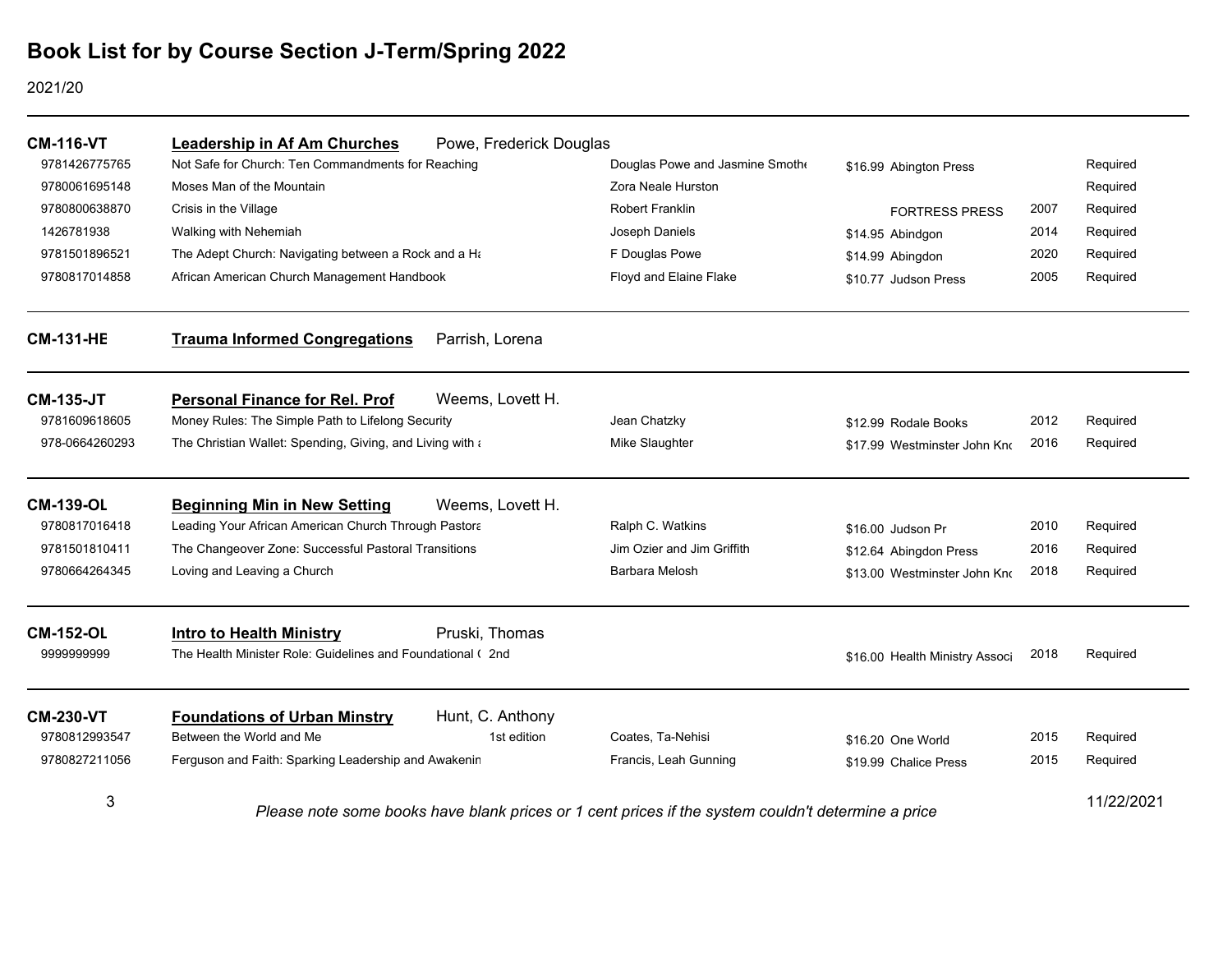# Book List for by Course Section J-Term/Spring 2022

2021/20

## CM-116-VT — Leadership in Af Am Churches — Powe, Frederick Douglas

| ISBN | Title | Edition | Author | Price | Publisher | Year | Status |
|---|---|---|---|---|---|---|---|
| 9781426775765 | Not Safe for Church: Ten Commandments for Reaching | | Douglas Powe and Jasmine Smothe | $16.99 | Abington Press | | Required |
| 9780061695148 | Moses Man of the Mountain | | Zora Neale Hurston | | | | Required |
| 9780800638870 | Crisis in the Village | | Robert Franklin | | FORTRESS PRESS | 2007 | Required |
| 1426781938 | Walking with Nehemiah | | Joseph Daniels | $14.95 | Abindgon | 2014 | Required |
| 9781501896521 | The Adept Church: Navigating between a Rock and a Ha | | F Douglas Powe | $14.99 | Abingdon | 2020 | Required |
| 9780817014858 | African American Church Management Handbook | | Floyd and Elaine Flake | $10.77 | Judson Press | 2005 | Required |

## CM-131-HE — Trauma Informed Congregations — Parrish, Lorena

## CM-135-JT — Personal Finance for Rel. Prof — Weems, Lovett H.

| ISBN | Title | Edition | Author | Price | Publisher | Year | Status |
|---|---|---|---|---|---|---|---|
| 9781609618605 | Money Rules: The Simple Path to Lifelong Security | | Jean Chatzky | $12.99 | Rodale Books | 2012 | Required |
| 978-0664260293 | The Christian Wallet: Spending, Giving, and Living with a | | Mike Slaughter | $17.99 | Westminster John Kno | 2016 | Required |

## CM-139-OL — Beginning Min in New Setting — Weems, Lovett H.

| ISBN | Title | Edition | Author | Price | Publisher | Year | Status |
|---|---|---|---|---|---|---|---|
| 9780817016418 | Leading Your African American Church Through Pastora | | Ralph C. Watkins | $16.00 | Judson Pr | 2010 | Required |
| 9781501810411 | The Changeover Zone: Successful Pastoral Transitions | | Jim Ozier and Jim Griffith | $12.64 | Abingdon Press | 2016 | Required |
| 9780664264345 | Loving and Leaving a Church | | Barbara Melosh | $13.00 | Westminster John Kno | 2018 | Required |

## CM-152-OL — Intro to Health Ministry — Pruski, Thomas

| ISBN | Title | Edition | Author | Price | Publisher | Year | Status |
|---|---|---|---|---|---|---|---|
| 9999999999 | The Health Minister Role: Guidelines and Foundational ( | 2nd | | $16.00 | Health Ministry Associ | 2018 | Required |

## CM-230-VT — Foundations of Urban Minstry — Hunt, C. Anthony

| ISBN | Title | Edition | Author | Price | Publisher | Year | Status |
|---|---|---|---|---|---|---|---|
| 9780812993547 | Between the World and Me | 1st edition | Coates, Ta-Nehisi | $16.20 | One World | 2015 | Required |
| 9780827211056 | Ferguson and Faith: Sparking Leadership and Awakenin | | Francis, Leah Gunning | $19.99 | Chalice Press | 2015 | Required |

*Please note some books have blank prices or 1 cent prices if the system couldn't determine a price*

11/22/2021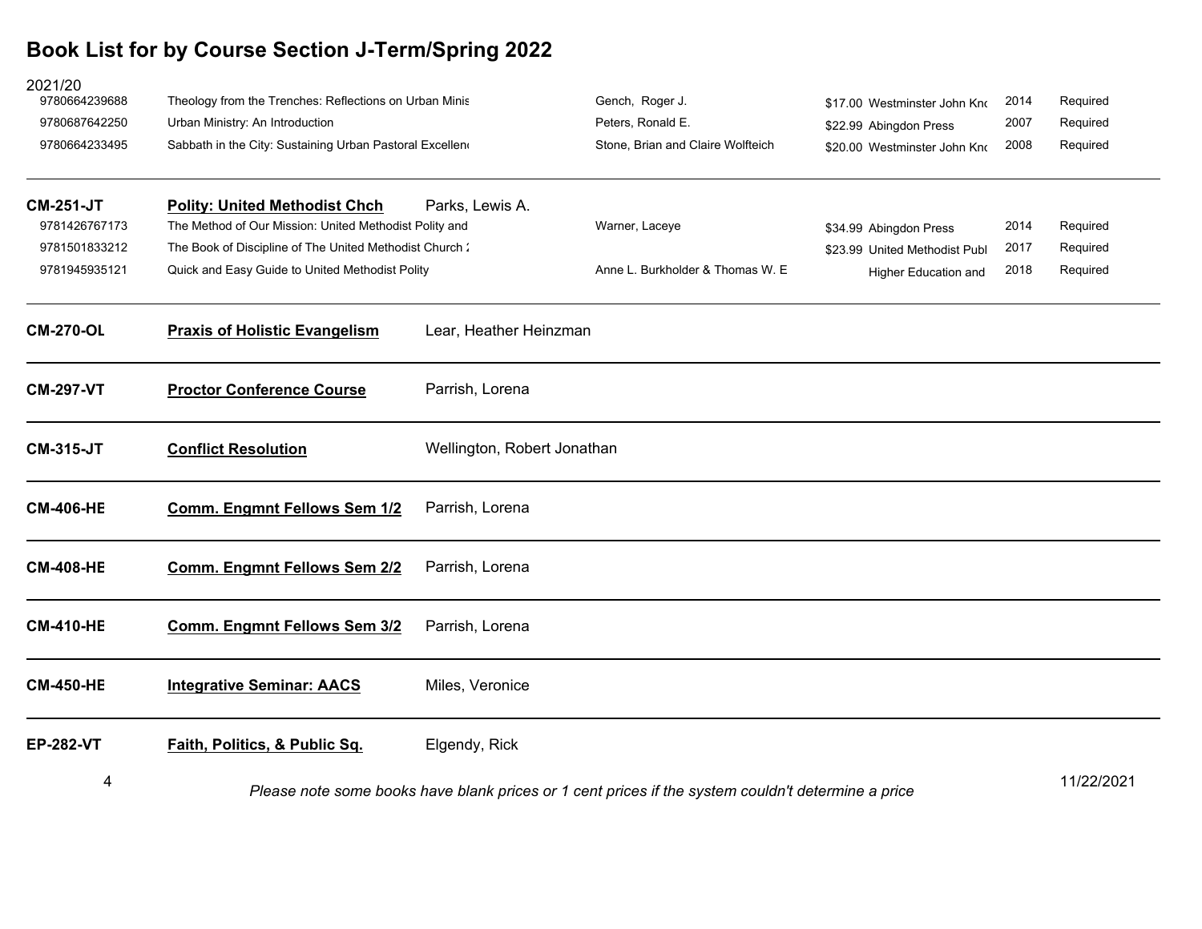# Book List for by Course Section J-Term/Spring 2022

2021/20

| ISBN | Title | Author | Price / Publisher | Year | Status |
|---|---|---|---|---|---|
| 9780664239688 | Theology from the Trenches: Reflections on Urban Minis | Gench, Roger J. | $17.00 Westminster John Knc | 2014 | Required |
| 9780687642250 | Urban Ministry: An Introduction | Peters, Ronald E. | $22.99 Abingdon Press | 2007 | Required |
| 9780664233495 | Sabbath in the City: Sustaining Urban Pastoral Excellen | Stone, Brian and Claire Wolfteich | $20.00 Westminster John Knc | 2008 | Required |

---

**CM-251-JT** **Polity: United Methodist Chch** Parks, Lewis A.

| ISBN | Title | Author | Price / Publisher | Year | Status |
|---|---|---|---|---|---|
| 9781426767173 | The Method of Our Mission: United Methodist Polity and | Warner, Laceye | $34.99 Abingdon Press | 2014 | Required |
| 9781501833212 | The Book of Discipline of The United Methodist Church 2 | | $23.99 United Methodist Publ | 2017 | Required |
| 9781945935121 | Quick and Easy Guide to United Methodist Polity | Anne L. Burkholder & Thomas W. E | Higher Education and | 2018 | Required |

---

**CM-270-OL** **Praxis of Holistic Evangelism** Lear, Heather Heinzman

---

**CM-297-VT** **Proctor Conference Course** Parrish, Lorena

---

**CM-315-JT** **Conflict Resolution** Wellington, Robert Jonathan

---

**CM-406-HE** **Comm. Engmnt Fellows Sem 1/2** Parrish, Lorena

---

**CM-408-HE** **Comm. Engmnt Fellows Sem 2/2** Parrish, Lorena

---

**CM-410-HE** **Comm. Engmnt Fellows Sem 3/2** Parrish, Lorena

---

**CM-450-HE** **Integrative Seminar: AACS** Miles, Veronice

---

**EP-282-VT** **Faith, Politics, & Public Sq.** Elgendy, Rick

*Please note some books have blank prices or 1 cent prices if the system couldn't determine a price*

11/22/2021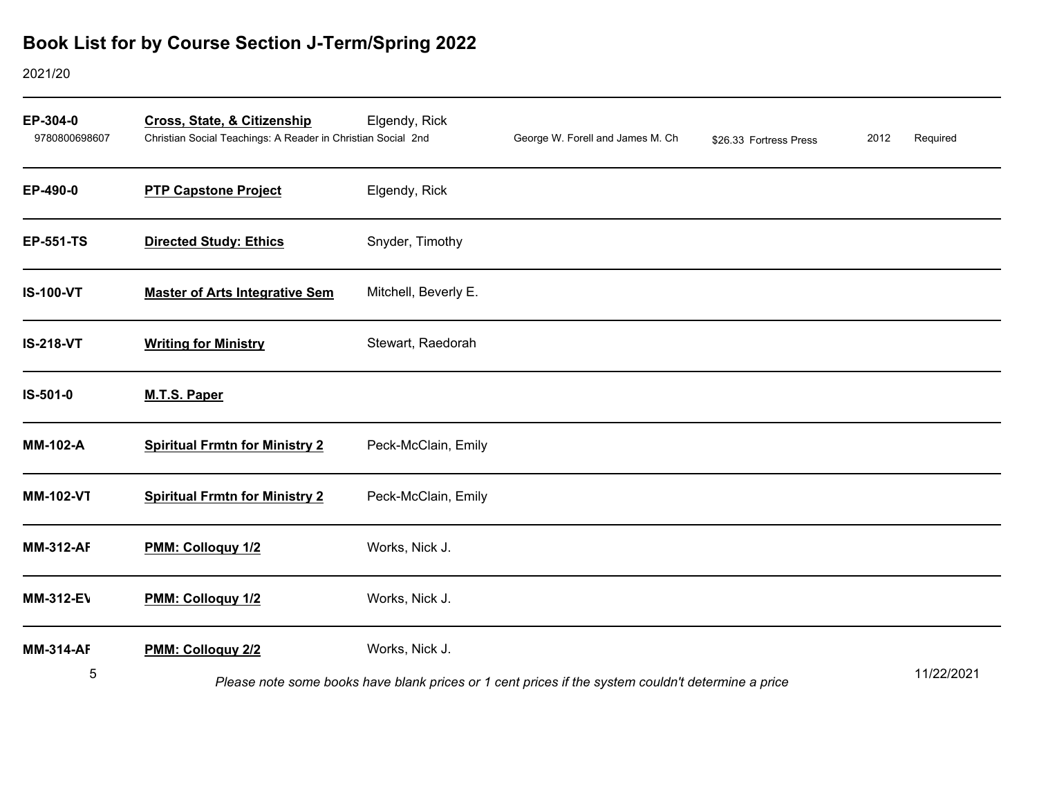# Book List for by Course Section J-Term/Spring 2022

2021/20

| Course | Title | Instructor / Edition | Author | Price / Publisher | Year | Status |
|---|---|---|---|---|---|---|
| **EP-304-0** | **Cross, State, & Citizenship** | Elgendy, Rick | | | | |
| 9780800698607 | Christian Social Teachings: A Reader in Christian Social | 2nd | George W. Forell and James M. Ch | $26.33 Fortress Press | 2012 | Required |
| **EP-490-0** | **PTP Capstone Project** | Elgendy, Rick | | | | |
| **EP-551-TS** | **Directed Study: Ethics** | Snyder, Timothy | | | | |
| **IS-100-VT** | **Master of Arts Integrative Sem** | Mitchell, Beverly E. | | | | |
| **IS-218-VT** | **Writing for Ministry** | Stewart, Raedorah | | | | |
| **IS-501-0** | **M.T.S. Paper** | | | | | |
| **MM-102-A** | **Spiritual Frmtn for Ministry 2** | Peck-McClain, Emily | | | | |
| **MM-102-VT** | **Spiritual Frmtn for Ministry 2** | Peck-McClain, Emily | | | | |
| **MM-312-AF** | **PMM: Colloquy 1/2** | Works, Nick J. | | | | |
| **MM-312-EV** | **PMM: Colloquy 1/2** | Works, Nick J. | | | | |
| **MM-314-AF** | **PMM: Colloquy 2/2** | Works, Nick J. | | | | |

*Please note some books have blank prices or 1 cent prices if the system couldn't determine a price*

11/22/2021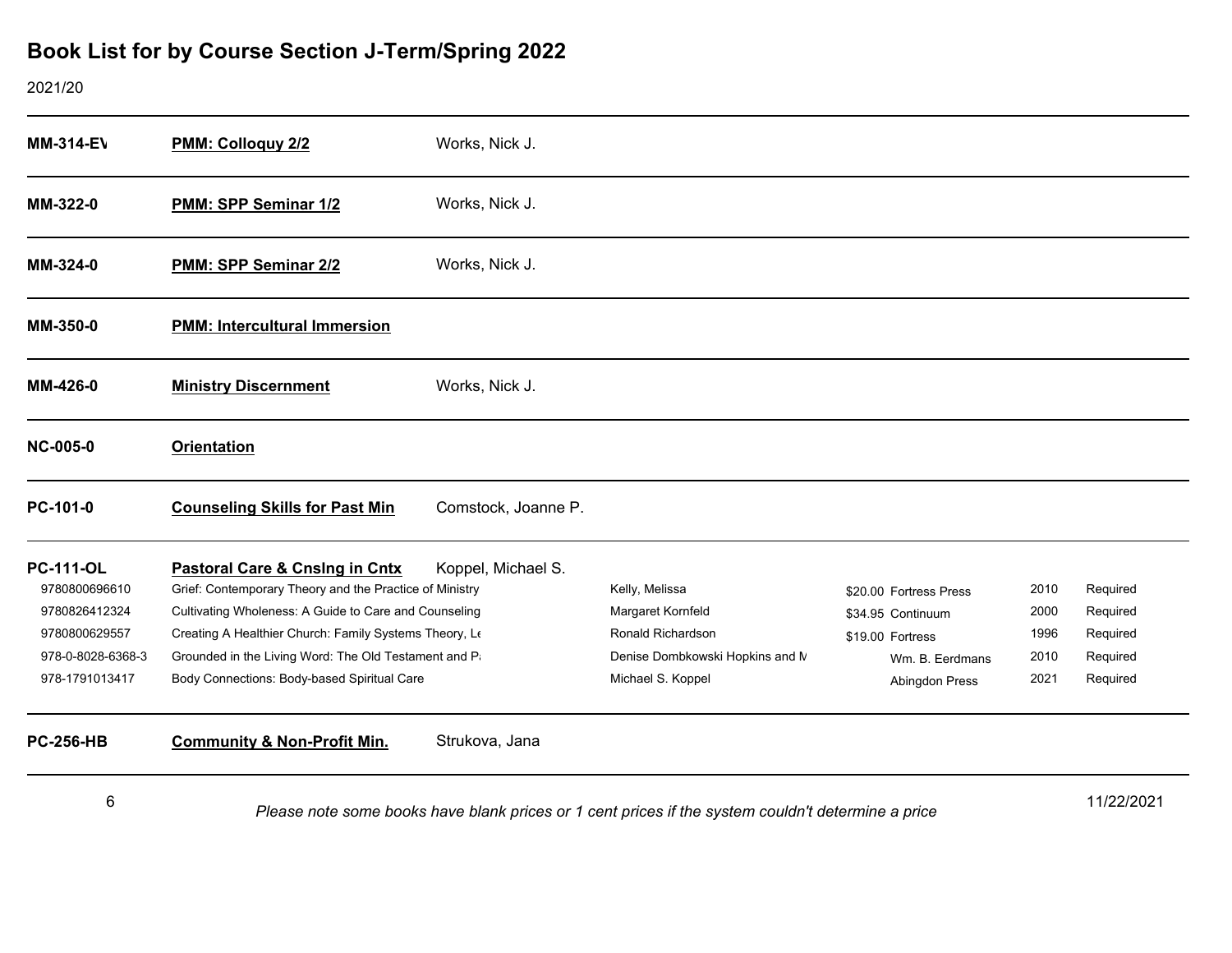# Book List for by Course Section J-Term/Spring 2022

2021/20

| Course | Title | Instructor | | | | |
|---|---|---|---|---|---|---|
| **MM-314-EV** | **PMM: Colloquy 2/2** | Works, Nick J. | | | | |
| **MM-322-0** | **PMM: SPP Seminar 1/2** | Works, Nick J. | | | | |
| **MM-324-0** | **PMM: SPP Seminar 2/2** | Works, Nick J. | | | | |
| **MM-350-0** | **PMM: Intercultural Immersion** | | | | | |
| **MM-426-0** | **Ministry Discernment** | Works, Nick J. | | | | |
| **NC-005-0** | **Orientation** | | | | | |
| **PC-101-0** | **Counseling Skills for Past Min** | Comstock, Joanne P. | | | | |
| **PC-111-OL** | **Pastoral Care & Cnslng in Cntx** | Koppel, Michael S. | | | | |
| 9780800696610 | Grief: Contemporary Theory and the Practice of Ministry | | Kelly, Melissa | $20.00 Fortress Press | 2010 | Required |
| 9780826412324 | Cultivating Wholeness: A Guide to Care and Counseling | | Margaret Kornfeld | $34.95 Continuum | 2000 | Required |
| 9780800629557 | Creating A Healthier Church: Family Systems Theory, Le | | Ronald Richardson | $19.00 Fortress | 1996 | Required |
| 978-0-8028-6368-3 | Grounded in the Living Word: The Old Testament and Pa | | Denise Dombkowski Hopkins and M | Wm. B. Eerdmans | 2010 | Required |
| 978-1791013417 | Body Connections: Body-based Spiritual Care | | Michael S. Koppel | Abingdon Press | 2021 | Required |
| **PC-256-HB** | **Community & Non-Profit Min.** | Strukova, Jana | | | | |

*Please note some books have blank prices or 1 cent prices if the system couldn't determine a price*

11/22/2021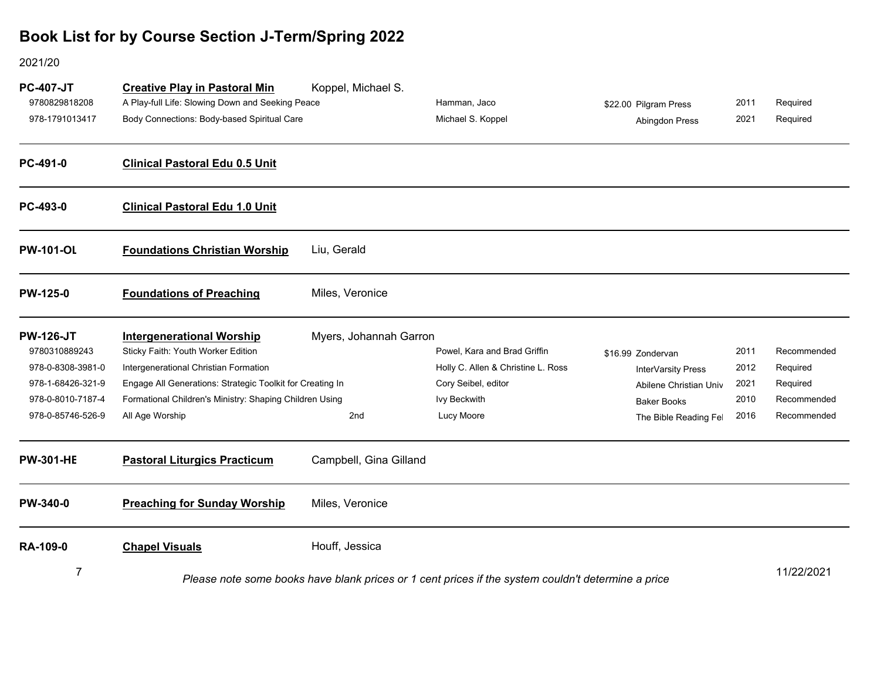# Book List for by Course Section J-Term/Spring 2022

2021/20

## PC-407-JT — Creative Play in Pastoral Min — Koppel, Michael S.

| ISBN | Title | Edition | Author | Price | Publisher | Year | Status |
|---|---|---|---|---|---|---|---|
| 9780829818208 | A Play-full Life: Slowing Down and Seeking Peace | | Hamman, Jaco | $22.00 | Pilgram Press | 2011 | Required |
| 978-1791013417 | Body Connections: Body-based Spiritual Care | | Michael S. Koppel | | Abingdon Press | 2021 | Required |

## PC-491-0 — Clinical Pastoral Edu 0.5 Unit

## PC-493-0 — Clinical Pastoral Edu 1.0 Unit

## PW-101-OL — Foundations Christian Worship — Liu, Gerald

## PW-125-0 — Foundations of Preaching — Miles, Veronice

## PW-126-JT — Intergenerational Worship — Myers, Johannah Garron

| ISBN | Title | Edition | Author | Price | Publisher | Year | Status |
|---|---|---|---|---|---|---|---|
| 9780310889243 | Sticky Faith: Youth Worker Edition | | Powel, Kara and Brad Griffin | $16.99 | Zondervan | 2011 | Recommended |
| 978-0-8308-3981-0 | Intergenerational Christian Formation | | Holly C. Allen & Christine L. Ross | | InterVarsity Press | 2012 | Required |
| 978-1-68426-321-9 | Engage All Generations: Strategic Toolkit for Creating In | | Cory Seibel, editor | | Abilene Christian Univ | 2021 | Required |
| 978-0-8010-7187-4 | Formational Children's Ministry: Shaping Children Using | | Ivy Beckwith | | Baker Books | 2010 | Recommended |
| 978-0-85746-526-9 | All Age Worship | 2nd | Lucy Moore | | The Bible Reading Fel | 2016 | Recommended |

## PW-301-HE — Pastoral Liturgics Practicum — Campbell, Gina Gilland

## PW-340-0 — Preaching for Sunday Worship — Miles, Veronice

## RA-109-0 — Chapel Visuals — Houff, Jessica

*Please note some books have blank prices or 1 cent prices if the system couldn't determine a price*

11/22/2021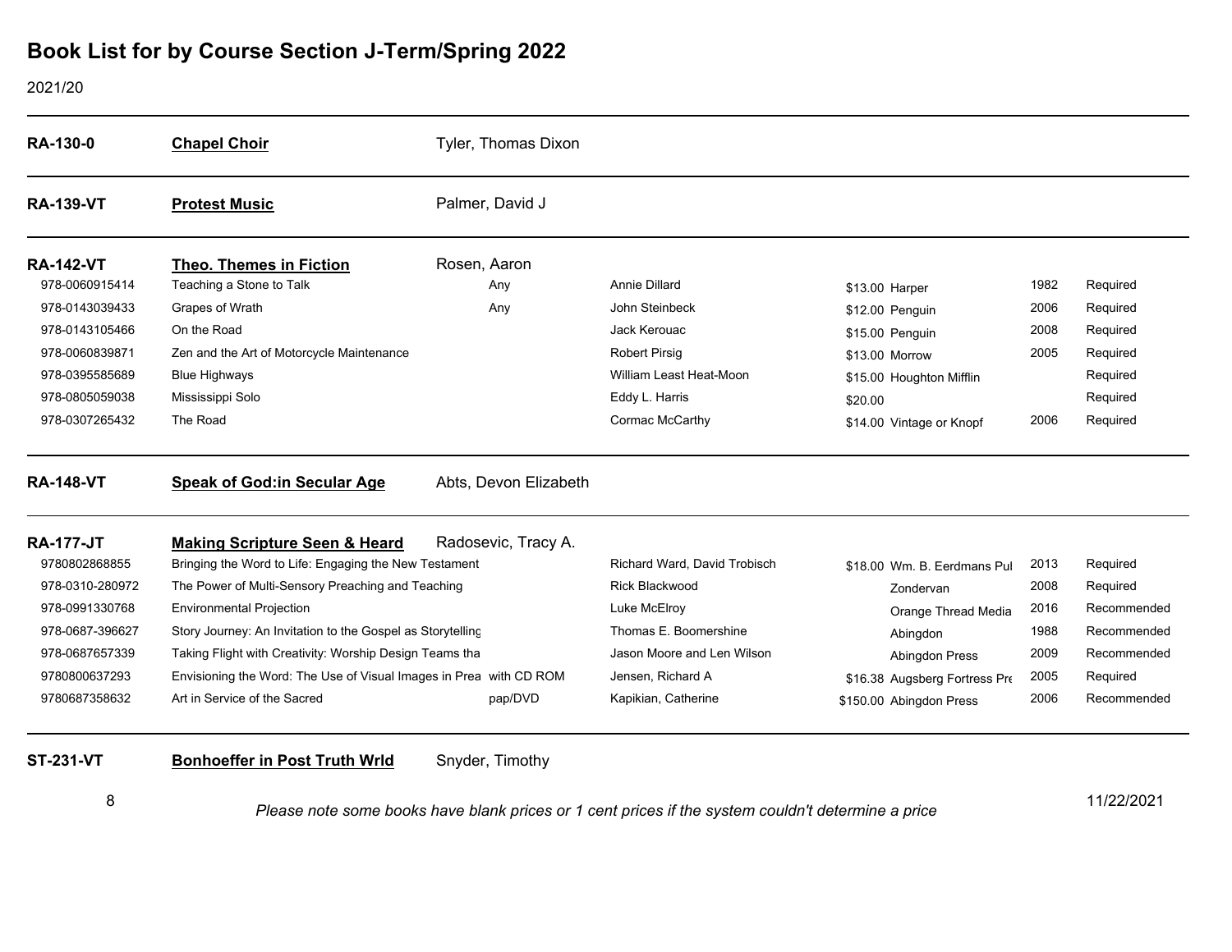# Book List for by Course Section J-Term/Spring 2022

2021/20

## RA-130-0 — Chapel Choir — Tyler, Thomas Dixon

## RA-139-VT — Protest Music — Palmer, David J

## RA-142-VT — Theo. Themes in Fiction — Rosen, Aaron

| ISBN | Title | Edition | Author | Price | Publisher | Year | Status |
|---|---|---|---|---|---|---|---|
| 978-0060915414 | Teaching a Stone to Talk | Any | Annie Dillard | $13.00 | Harper | 1982 | Required |
| 978-0143039433 | Grapes of Wrath | Any | John Steinbeck | $12.00 | Penguin | 2006 | Required |
| 978-0143105466 | On the Road | | Jack Kerouac | $15.00 | Penguin | 2008 | Required |
| 978-0060839871 | Zen and the Art of Motorcycle Maintenance | | Robert Pirsig | $13.00 | Morrow | 2005 | Required |
| 978-0395585689 | Blue Highways | | William Least Heat-Moon | $15.00 | Houghton Mifflin | | Required |
| 978-0805059038 | Mississippi Solo | | Eddy L. Harris | $20.00 | | | Required |
| 978-0307265432 | The Road | | Cormac McCarthy | $14.00 | Vintage or Knopf | 2006 | Required |

## RA-148-VT — Speak of God:in Secular Age — Abts, Devon Elizabeth

## RA-177-JT — Making Scripture Seen & Heard — Radosevic, Tracy A.

| ISBN | Title | Edition | Author | Price | Publisher | Year | Status |
|---|---|---|---|---|---|---|---|
| 9780802868855 | Bringing the Word to Life: Engaging the New Testament | | Richard Ward, David Trobisch | $18.00 | Wm. B. Eerdmans Pul | 2013 | Required |
| 978-0310-280972 | The Power of Multi-Sensory Preaching and Teaching | | Rick Blackwood | | Zondervan | 2008 | Required |
| 978-0991330768 | Environmental Projection | | Luke McElroy | | Orange Thread Media | 2016 | Recommended |
| 978-0687-396627 | Story Journey: An Invitation to the Gospel as Storytelling | | Thomas E. Boomershine | | Abingdon | 1988 | Recommended |
| 978-0687657339 | Taking Flight with Creativity: Worship Design Teams tha | | Jason Moore and Len Wilson | | Abingdon Press | 2009 | Recommended |
| 9780800637293 | Envisioning the Word: The Use of Visual Images in Prea | with CD ROM | Jensen, Richard A | $16.38 | Augsberg Fortress Pre | 2005 | Required |
| 9780687358632 | Art in Service of the Sacred | pap/DVD | Kapikian, Catherine | $150.00 | Abingdon Press | 2006 | Recommended |

## ST-231-VT — Bonhoeffer in Post Truth Wrld — Snyder, Timothy

*Please note some books have blank prices or 1 cent prices if the system couldn't determine a price*

11/22/2021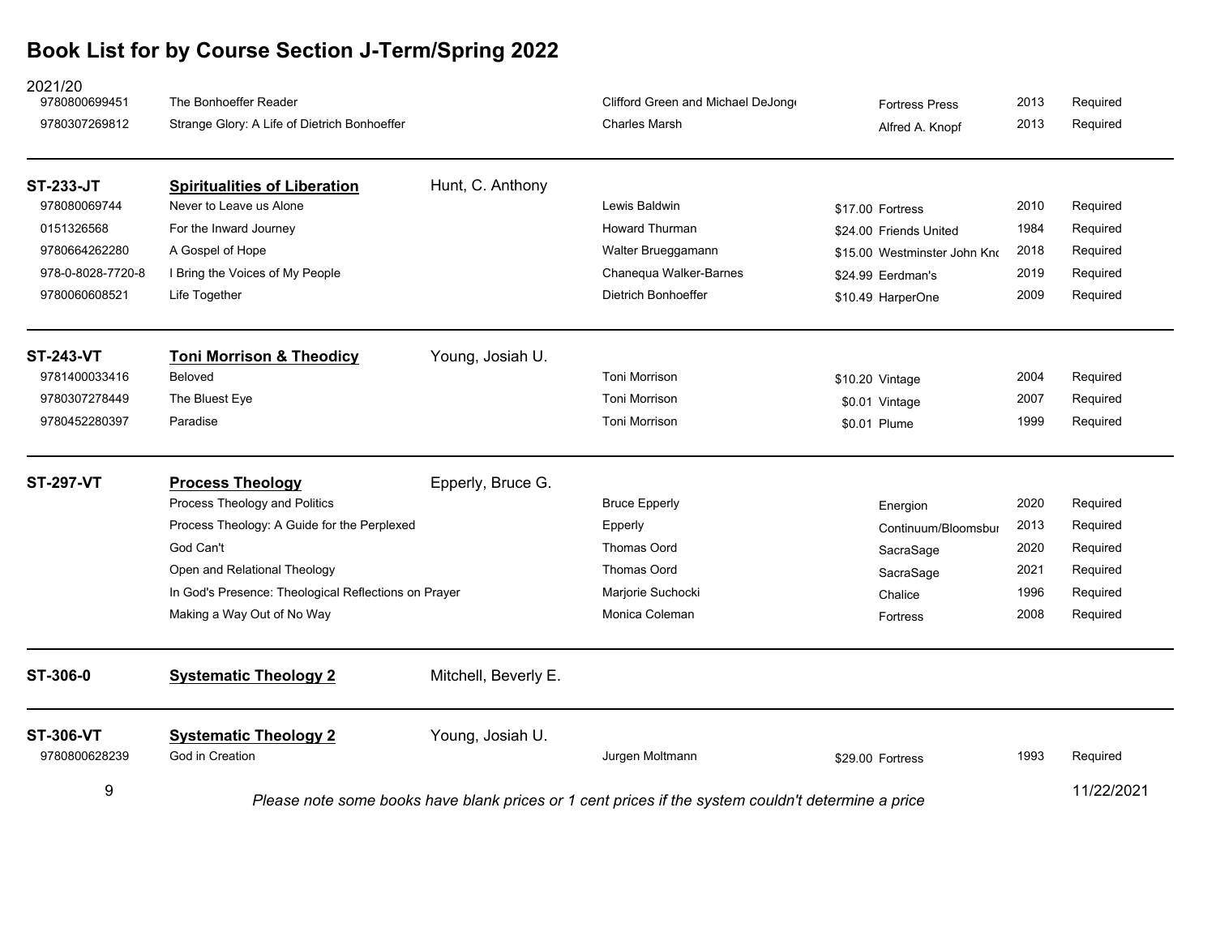# Book List for by Course Section J-Term/Spring 2022

2021/20

| ISBN | Title | Author | Price | Publisher | Year | Status |
|---|---|---|---|---|---|---|
| 9780800699451 | The Bonhoeffer Reader | Clifford Green and Michael DeJong |  | Fortress Press | 2013 | Required |
| 9780307269812 | Strange Glory: A Life of Dietrich Bonhoeffer | Charles Marsh |  | Alfred A. Knopf | 2013 | Required |

---

**ST-233-JT** — **Spiritualities of Liberation** — Hunt, C. Anthony

| ISBN | Title | Author | Price | Publisher | Year | Status |
|---|---|---|---|---|---|---|
| 978080069744 | Never to Leave us Alone | Lewis Baldwin | $17.00 | Fortress | 2010 | Required |
| 0151326568 | For the Inward Journey | Howard Thurman | $24.00 | Friends United | 1984 | Required |
| 9780664262280 | A Gospel of Hope | Walter Brueggamann | $15.00 | Westminster John Kno | 2018 | Required |
| 978-0-8028-7720-8 | I Bring the Voices of My People | Chanequa Walker-Barnes | $24.99 | Eerdman's | 2019 | Required |
| 9780060608521 | Life Together | Dietrich Bonhoeffer | $10.49 | HarperOne | 2009 | Required |

---

**ST-243-VT** — **Toni Morrison & Theodicy** — Young, Josiah U.

| ISBN | Title | Author | Price | Publisher | Year | Status |
|---|---|---|---|---|---|---|
| 9781400033416 | Beloved | Toni Morrison | $10.20 | Vintage | 2004 | Required |
| 9780307278449 | The Bluest Eye | Toni Morrison | $0.01 | Vintage | 2007 | Required |
| 9780452280397 | Paradise | Toni Morrison | $0.01 | Plume | 1999 | Required |

---

**ST-297-VT** — **Process Theology** — Epperly, Bruce G.

| ISBN | Title | Author | Price | Publisher | Year | Status |
|---|---|---|---|---|---|---|
|  | Process Theology and Politics | Bruce Epperly |  | Energion | 2020 | Required |
|  | Process Theology: A Guide for the Perplexed | Epperly |  | Continuum/Bloomsbur | 2013 | Required |
|  | God Can't | Thomas Oord |  | SacraSage | 2020 | Required |
|  | Open and Relational Theology | Thomas Oord |  | SacraSage | 2021 | Required |
|  | In God's Presence: Theological Reflections on Prayer | Marjorie Suchocki |  | Chalice | 1996 | Required |
|  | Making a Way Out of No Way | Monica Coleman |  | Fortress | 2008 | Required |

---

**ST-306-0** — **Systematic Theology 2** — Mitchell, Beverly E.

---

**ST-306-VT** — **Systematic Theology 2** — Young, Josiah U.

| ISBN | Title | Author | Price | Publisher | Year | Status |
|---|---|---|---|---|---|---|
| 9780800628239 | God in Creation | Jurgen Moltmann | $29.00 | Fortress | 1993 | Required |

*Please note some books have blank prices or 1 cent prices if the system couldn't determine a price*

11/22/2021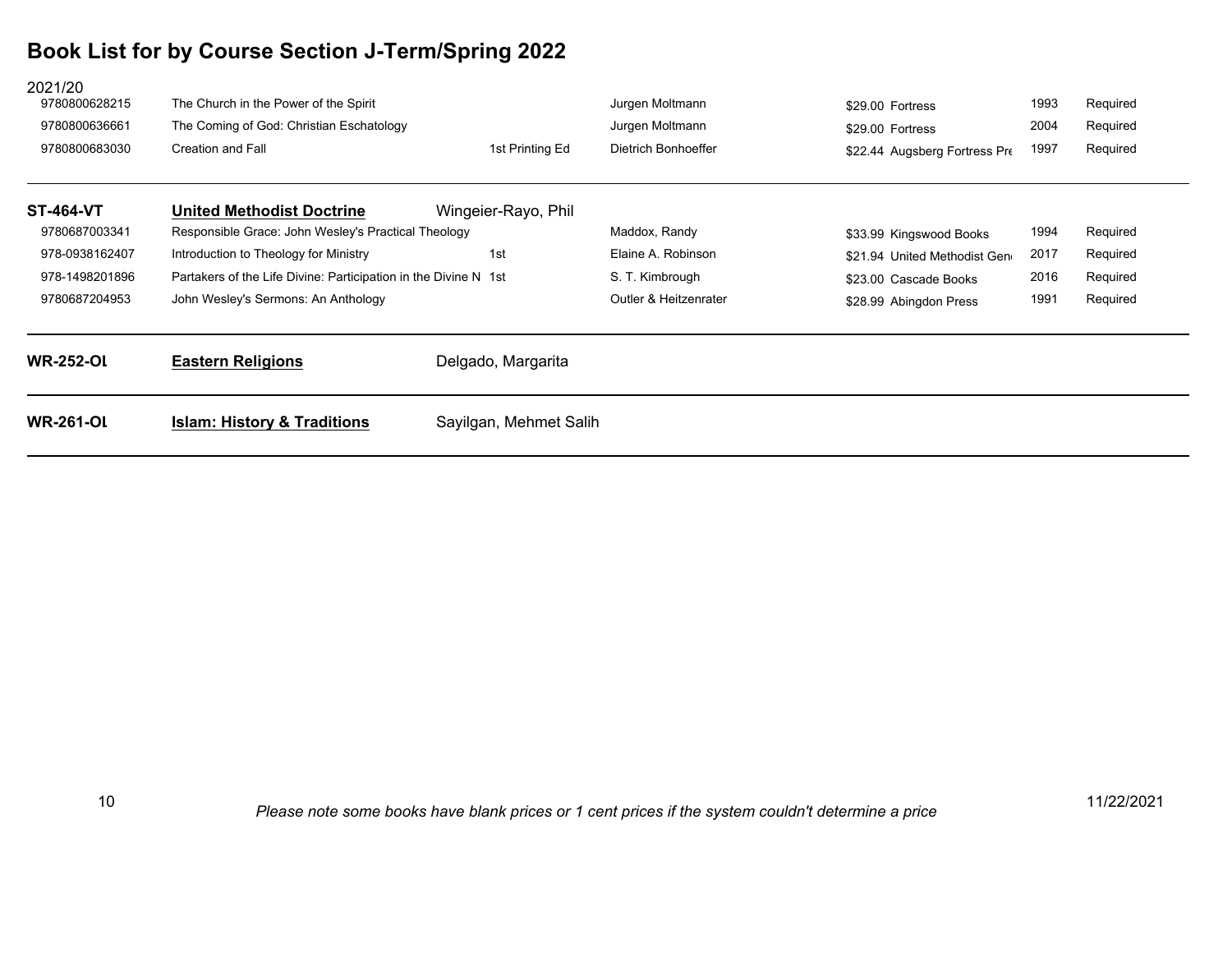# Book List for by Course Section J-Term/Spring 2022

2021/20

| | | | | | | |
|---|---|---|---|---|---|---|
| 9780800628215 | The Church in the Power of the Spirit | | Jurgen Moltmann | $29.00 Fortress | 1993 | Required |
| 9780800636661 | The Coming of God: Christian Eschatology | | Jurgen Moltmann | $29.00 Fortress | 2004 | Required |
| 9780800683030 | Creation and Fall | 1st Printing Ed | Dietrich Bonhoeffer | $22.44 Augsberg Fortress Pre | 1997 | Required |

**ST-464-VT** **United Methodist Doctrine** Wingeier-Rayo, Phil

| | | | | | | |
|---|---|---|---|---|---|---|
| 9780687003341 | Responsible Grace: John Wesley's Practical Theology | | Maddox, Randy | $33.99 Kingswood Books | 1994 | Required |
| 978-0938162407 | Introduction to Theology for Ministry | 1st | Elaine A. Robinson | $21.94 United Methodist Gen | 2017 | Required |
| 978-1498201896 | Partakers of the Life Divine: Participation in the Divine N | 1st | S. T. Kimbrough | $23.00 Cascade Books | 2016 | Required |
| 9780687204953 | John Wesley's Sermons: An Anthology | | Outler & Heitzenrater | $28.99 Abingdon Press | 1991 | Required |

**WR-252-OL** **Eastern Religions** Delgado, Margarita

**WR-261-OL** **Islam: History & Traditions** Sayilgan, Mehmet Salih

*Please note some books have blank prices or 1 cent prices if the system couldn't determine a price*

11/22/2021